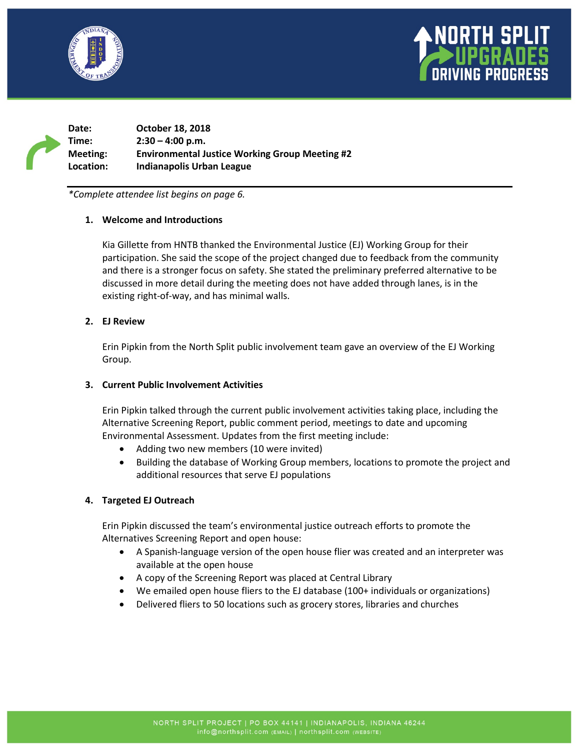**Date:** October 18, 2018
**Time:** 2:30 – 4:00 p.m.
**Meeting:** Environmental Justice Working Group Meeting #2
**Location:** Indianapolis Urban League

*\*Complete attendee list begins on page 6.*

1. **Welcome and Introductions**

   Kia Gillette from HNTB thanked the Environmental Justice (EJ) Working Group for their participation. She said the scope of the project changed due to feedback from the community and there is a stronger focus on safety. She stated the preliminary preferred alternative to be discussed in more detail during the meeting does not have added through lanes, is in the existing right-of-way, and has minimal walls.

2. **EJ Review**

   Erin Pipkin from the North Split public involvement team gave an overview of the EJ Working Group.

3. **Current Public Involvement Activities**

   Erin Pipkin talked through the current public involvement activities taking place, including the Alternative Screening Report, public comment period, meetings to date and upcoming Environmental Assessment. Updates from the first meeting include:
   - Adding two new members (10 were invited)
   - Building the database of Working Group members, locations to promote the project and additional resources that serve EJ populations

4. **Targeted EJ Outreach**

   Erin Pipkin discussed the team's environmental justice outreach efforts to promote the Alternatives Screening Report and open house:
   - A Spanish-language version of the open house flier was created and an interpreter was available at the open house
   - A copy of the Screening Report was placed at Central Library
   - We emailed open house fliers to the EJ database (100+ individuals or organizations)
   - Delivered fliers to 50 locations such as grocery stores, libraries and churches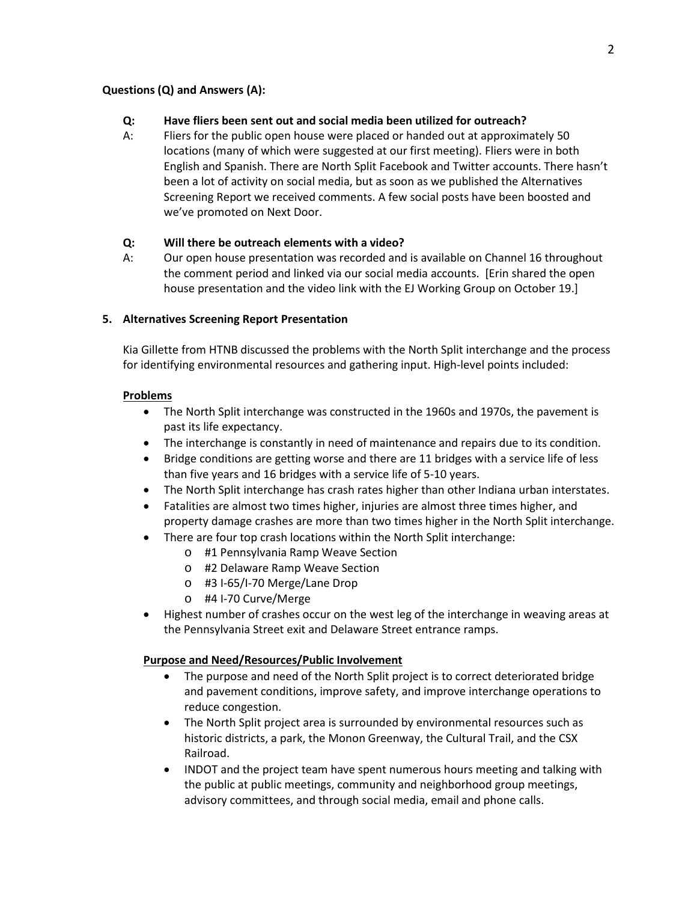**Questions (Q) and Answers (A):**

**Q: Have fliers been sent out and social media been utilized for outreach?**

A: Fliers for the public open house were placed or handed out at approximately 50 locations (many of which were suggested at our first meeting). Fliers were in both English and Spanish. There are North Split Facebook and Twitter accounts. There hasn't been a lot of activity on social media, but as soon as we published the Alternatives Screening Report we received comments. A few social posts have been boosted and we've promoted on Next Door.

**Q: Will there be outreach elements with a video?**

A: Our open house presentation was recorded and is available on Channel 16 throughout the comment period and linked via our social media accounts. [Erin shared the open house presentation and the video link with the EJ Working Group on October 19.]

**5. Alternatives Screening Report Presentation**

Kia Gillette from HTNB discussed the problems with the North Split interchange and the process for identifying environmental resources and gathering input. High-level points included:

**Problems**

- The North Split interchange was constructed in the 1960s and 1970s, the pavement is past its life expectancy.
- The interchange is constantly in need of maintenance and repairs due to its condition.
- Bridge conditions are getting worse and there are 11 bridges with a service life of less than five years and 16 bridges with a service life of 5-10 years.
- The North Split interchange has crash rates higher than other Indiana urban interstates.
- Fatalities are almost two times higher, injuries are almost three times higher, and property damage crashes are more than two times higher in the North Split interchange.
- There are four top crash locations within the North Split interchange:
  - #1 Pennsylvania Ramp Weave Section
  - #2 Delaware Ramp Weave Section
  - #3 I-65/I-70 Merge/Lane Drop
  - #4 I-70 Curve/Merge
- Highest number of crashes occur on the west leg of the interchange in weaving areas at the Pennsylvania Street exit and Delaware Street entrance ramps.

**Purpose and Need/Resources/Public Involvement**

- The purpose and need of the North Split project is to correct deteriorated bridge and pavement conditions, improve safety, and improve interchange operations to reduce congestion.
- The North Split project area is surrounded by environmental resources such as historic districts, a park, the Monon Greenway, the Cultural Trail, and the CSX Railroad.
- INDOT and the project team have spent numerous hours meeting and talking with the public at public meetings, community and neighborhood group meetings, advisory committees, and through social media, email and phone calls.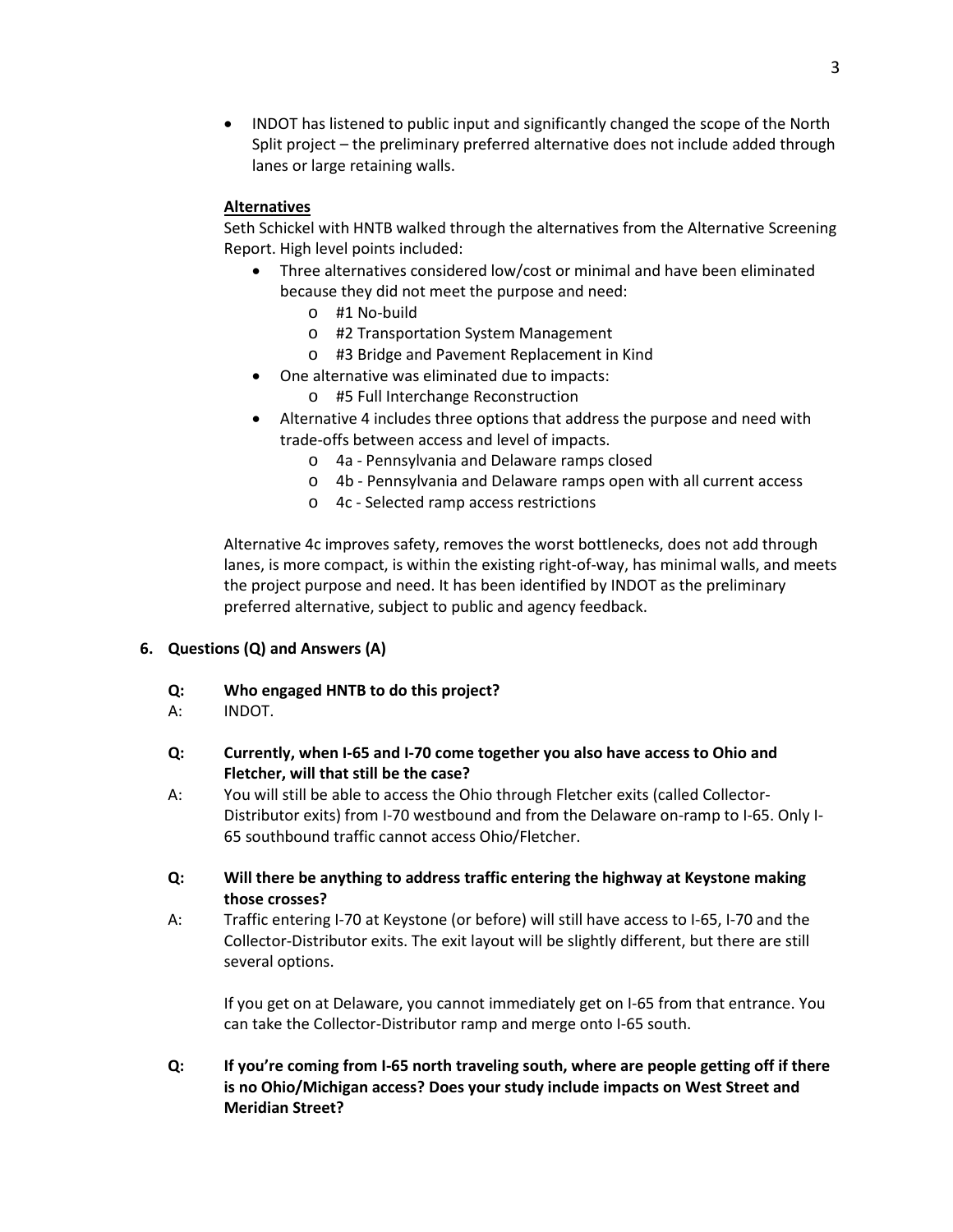- INDOT has listened to public input and significantly changed the scope of the North Split project – the preliminary preferred alternative does not include added through lanes or large retaining walls.

**Alternatives**

Seth Schickel with HNTB walked through the alternatives from the Alternative Screening Report. High level points included:

- Three alternatives considered low/cost or minimal and have been eliminated because they did not meet the purpose and need:
  - #1 No-build
  - #2 Transportation System Management
  - #3 Bridge and Pavement Replacement in Kind
- One alternative was eliminated due to impacts:
  - #5 Full Interchange Reconstruction
- Alternative 4 includes three options that address the purpose and need with trade-offs between access and level of impacts.
  - 4a - Pennsylvania and Delaware ramps closed
  - 4b - Pennsylvania and Delaware ramps open with all current access
  - 4c - Selected ramp access restrictions

Alternative 4c improves safety, removes the worst bottlenecks, does not add through lanes, is more compact, is within the existing right-of-way, has minimal walls, and meets the project purpose and need. It has been identified by INDOT as the preliminary preferred alternative, subject to public and agency feedback.

**6. Questions (Q) and Answers (A)**

**Q: Who engaged HNTB to do this project?**

A: INDOT.

**Q: Currently, when I-65 and I-70 come together you also have access to Ohio and Fletcher, will that still be the case?**

A: You will still be able to access the Ohio through Fletcher exits (called Collector-Distributor exits) from I-70 westbound and from the Delaware on-ramp to I-65. Only I-65 southbound traffic cannot access Ohio/Fletcher.

**Q: Will there be anything to address traffic entering the highway at Keystone making those crosses?**

A: Traffic entering I-70 at Keystone (or before) will still have access to I-65, I-70 and the Collector-Distributor exits. The exit layout will be slightly different, but there are still several options.

If you get on at Delaware, you cannot immediately get on I-65 from that entrance. You can take the Collector-Distributor ramp and merge onto I-65 south.

**Q: If you're coming from I-65 north traveling south, where are people getting off if there is no Ohio/Michigan access? Does your study include impacts on West Street and Meridian Street?**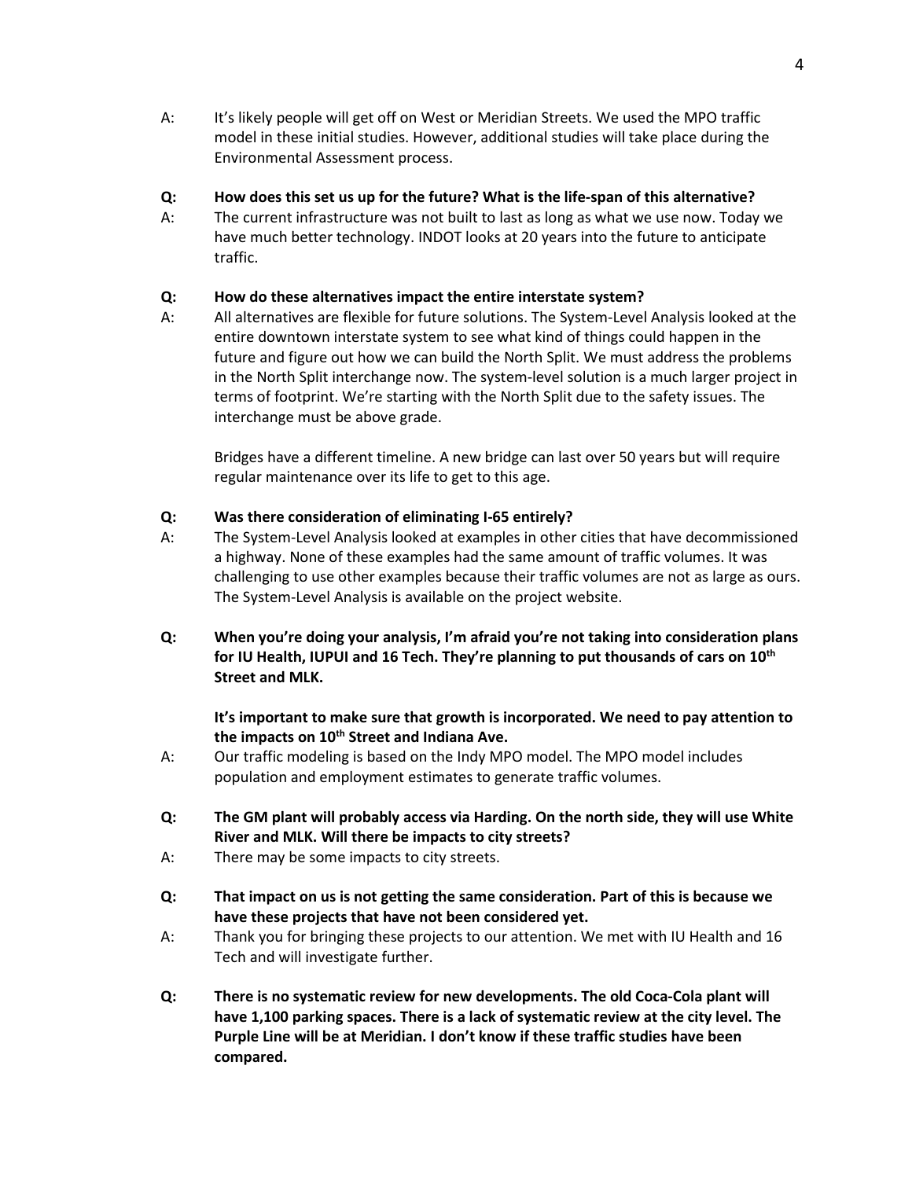A: It's likely people will get off on West or Meridian Streets. We used the MPO traffic model in these initial studies. However, additional studies will take place during the Environmental Assessment process.

**Q: How does this set us up for the future? What is the life-span of this alternative?**

A: The current infrastructure was not built to last as long as what we use now. Today we have much better technology. INDOT looks at 20 years into the future to anticipate traffic.

**Q: How do these alternatives impact the entire interstate system?**

A: All alternatives are flexible for future solutions. The System-Level Analysis looked at the entire downtown interstate system to see what kind of things could happen in the future and figure out how we can build the North Split. We must address the problems in the North Split interchange now. The system-level solution is a much larger project in terms of footprint. We're starting with the North Split due to the safety issues. The interchange must be above grade.

Bridges have a different timeline. A new bridge can last over 50 years but will require regular maintenance over its life to get to this age.

**Q: Was there consideration of eliminating I-65 entirely?**

A: The System-Level Analysis looked at examples in other cities that have decommissioned a highway. None of these examples had the same amount of traffic volumes. It was challenging to use other examples because their traffic volumes are not as large as ours. The System-Level Analysis is available on the project website.

**Q: When you're doing your analysis, I'm afraid you're not taking into consideration plans for IU Health, IUPUI and 16 Tech. They're planning to put thousands of cars on 10th Street and MLK.**

**It's important to make sure that growth is incorporated. We need to pay attention to the impacts on 10th Street and Indiana Ave.**

A: Our traffic modeling is based on the Indy MPO model. The MPO model includes population and employment estimates to generate traffic volumes.

**Q: The GM plant will probably access via Harding. On the north side, they will use White River and MLK. Will there be impacts to city streets?**

A: There may be some impacts to city streets.

**Q: That impact on us is not getting the same consideration. Part of this is because we have these projects that have not been considered yet.**

A: Thank you for bringing these projects to our attention. We met with IU Health and 16 Tech and will investigate further.

**Q: There is no systematic review for new developments. The old Coca-Cola plant will have 1,100 parking spaces. There is a lack of systematic review at the city level. The Purple Line will be at Meridian. I don't know if these traffic studies have been compared.**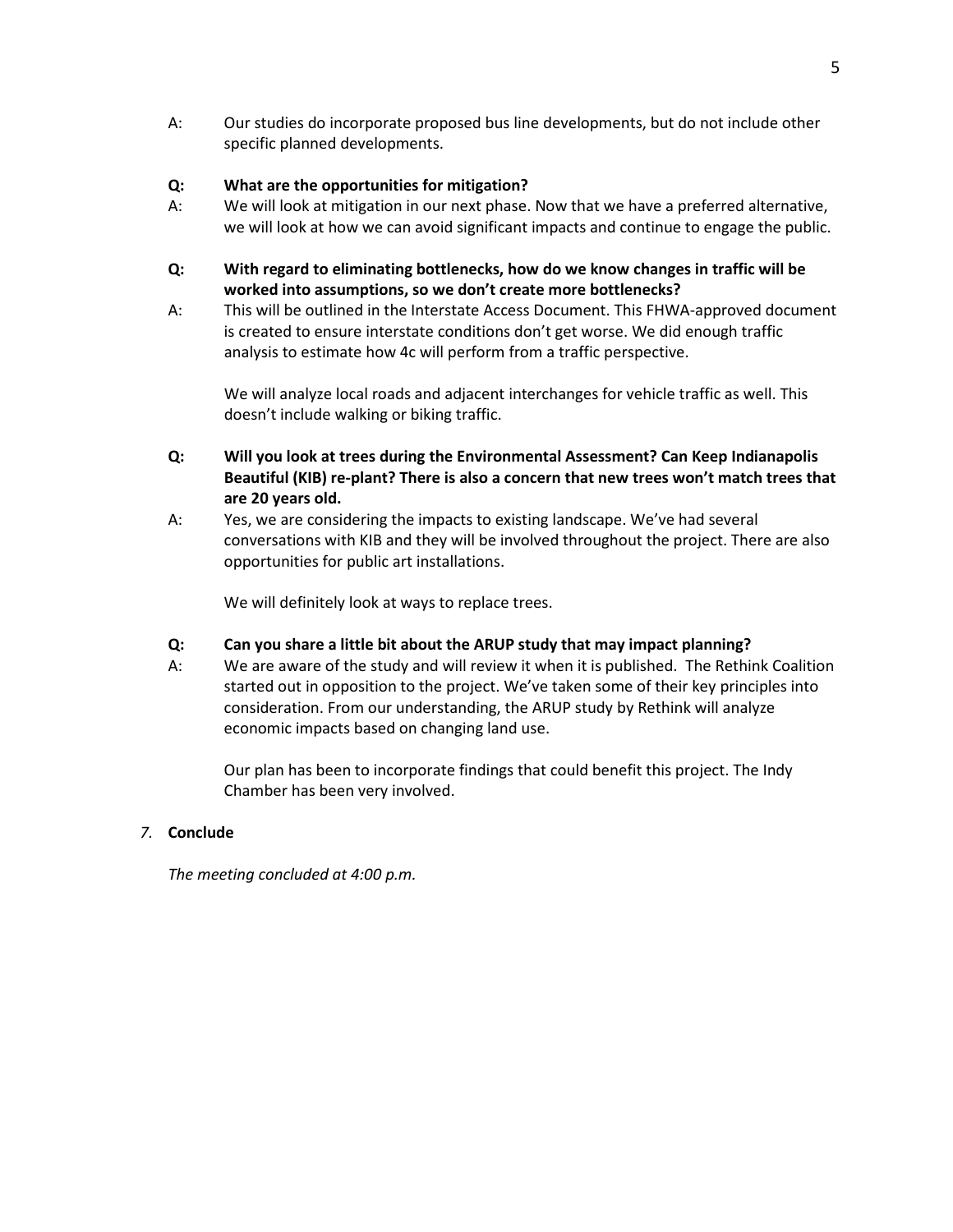A: Our studies do incorporate proposed bus line developments, but do not include other specific planned developments.

**Q: What are the opportunities for mitigation?**

A: We will look at mitigation in our next phase. Now that we have a preferred alternative, we will look at how we can avoid significant impacts and continue to engage the public.

**Q: With regard to eliminating bottlenecks, how do we know changes in traffic will be worked into assumptions, so we don't create more bottlenecks?**

A: This will be outlined in the Interstate Access Document. This FHWA-approved document is created to ensure interstate conditions don't get worse. We did enough traffic analysis to estimate how 4c will perform from a traffic perspective.

We will analyze local roads and adjacent interchanges for vehicle traffic as well. This doesn't include walking or biking traffic.

**Q: Will you look at trees during the Environmental Assessment? Can Keep Indianapolis Beautiful (KIB) re-plant? There is also a concern that new trees won't match trees that are 20 years old.**

A: Yes, we are considering the impacts to existing landscape. We've had several conversations with KIB and they will be involved throughout the project. There are also opportunities for public art installations.

We will definitely look at ways to replace trees.

**Q: Can you share a little bit about the ARUP study that may impact planning?**

A: We are aware of the study and will review it when it is published. The Rethink Coalition started out in opposition to the project. We've taken some of their key principles into consideration. From our understanding, the ARUP study by Rethink will analyze economic impacts based on changing land use.

Our plan has been to incorporate findings that could benefit this project. The Indy Chamber has been very involved.

*7.* **Conclude**

*The meeting concluded at 4:00 p.m.*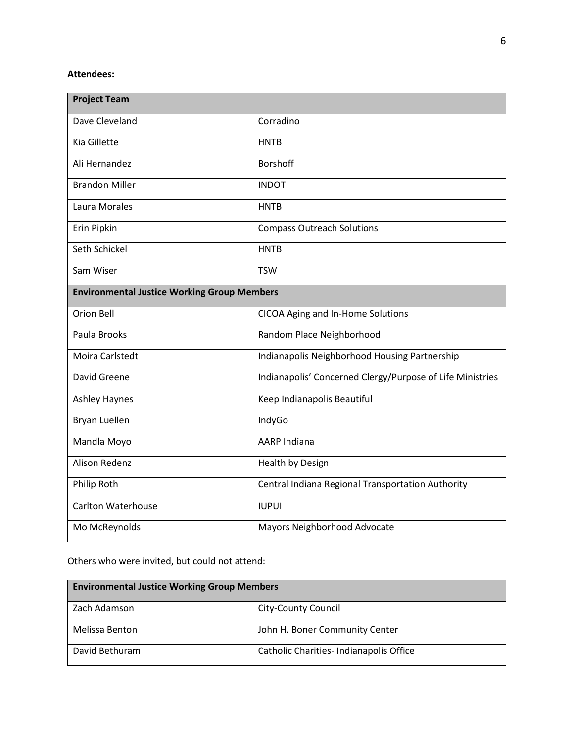**Attendees:**

| | |
|---|---|
| **Project Team** | |
| Dave Cleveland | Corradino |
| Kia Gillette | HNTB |
| Ali Hernandez | Borshoff |
| Brandon Miller | INDOT |
| Laura Morales | HNTB |
| Erin Pipkin | Compass Outreach Solutions |
| Seth Schickel | HNTB |
| Sam Wiser | TSW |
| **Environmental Justice Working Group Members** | |
| Orion Bell | CICOA Aging and In-Home Solutions |
| Paula Brooks | Random Place Neighborhood |
| Moira Carlstedt | Indianapolis Neighborhood Housing Partnership |
| David Greene | Indianapolis' Concerned Clergy/Purpose of Life Ministries |
| Ashley Haynes | Keep Indianapolis Beautiful |
| Bryan Luellen | IndyGo |
| Mandla Moyo | AARP Indiana |
| Alison Redenz | Health by Design |
| Philip Roth | Central Indiana Regional Transportation Authority |
| Carlton Waterhouse | IUPUI |
| Mo McReynolds | Mayors Neighborhood Advocate |

Others who were invited, but could not attend:

| | |
|---|---|
| **Environmental Justice Working Group Members** | |
| Zach Adamson | City-County Council |
| Melissa Benton | John H. Boner Community Center |
| David Bethuram | Catholic Charities- Indianapolis Office |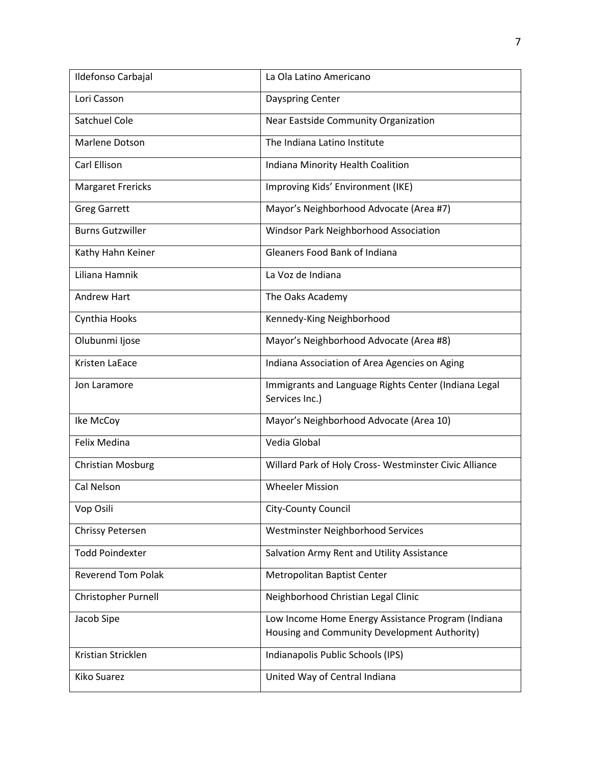| | |
|---|---|
| Ildefonso Carbajal | La Ola Latino Americano |
| Lori Casson | Dayspring Center |
| Satchuel Cole | Near Eastside Community Organization |
| Marlene Dotson | The Indiana Latino Institute |
| Carl Ellison | Indiana Minority Health Coalition |
| Margaret Frericks | Improving Kids' Environment (IKE) |
| Greg Garrett | Mayor's Neighborhood Advocate (Area #7) |
| Burns Gutzwiller | Windsor Park Neighborhood Association |
| Kathy Hahn Keiner | Gleaners Food Bank of Indiana |
| Liliana Hamnik | La Voz de Indiana |
| Andrew Hart | The Oaks Academy |
| Cynthia Hooks | Kennedy-King Neighborhood |
| Olubunmi Ijose | Mayor's Neighborhood Advocate (Area #8) |
| Kristen LaEace | Indiana Association of Area Agencies on Aging |
| Jon Laramore | Immigrants and Language Rights Center (Indiana Legal Services Inc.) |
| Ike McCoy | Mayor's Neighborhood Advocate (Area 10) |
| Felix Medina | Vedia Global |
| Christian Mosburg | Willard Park of Holy Cross- Westminster Civic Alliance |
| Cal Nelson | Wheeler Mission |
| Vop Osili | City-County Council |
| Chrissy Petersen | Westminster Neighborhood Services |
| Todd Poindexter | Salvation Army Rent and Utility Assistance |
| Reverend Tom Polak | Metropolitan Baptist Center |
| Christopher Purnell | Neighborhood Christian Legal Clinic |
| Jacob Sipe | Low Income Home Energy Assistance Program (Indiana Housing and Community Development Authority) |
| Kristian Stricklen | Indianapolis Public Schools (IPS) |
| Kiko Suarez | United Way of Central Indiana |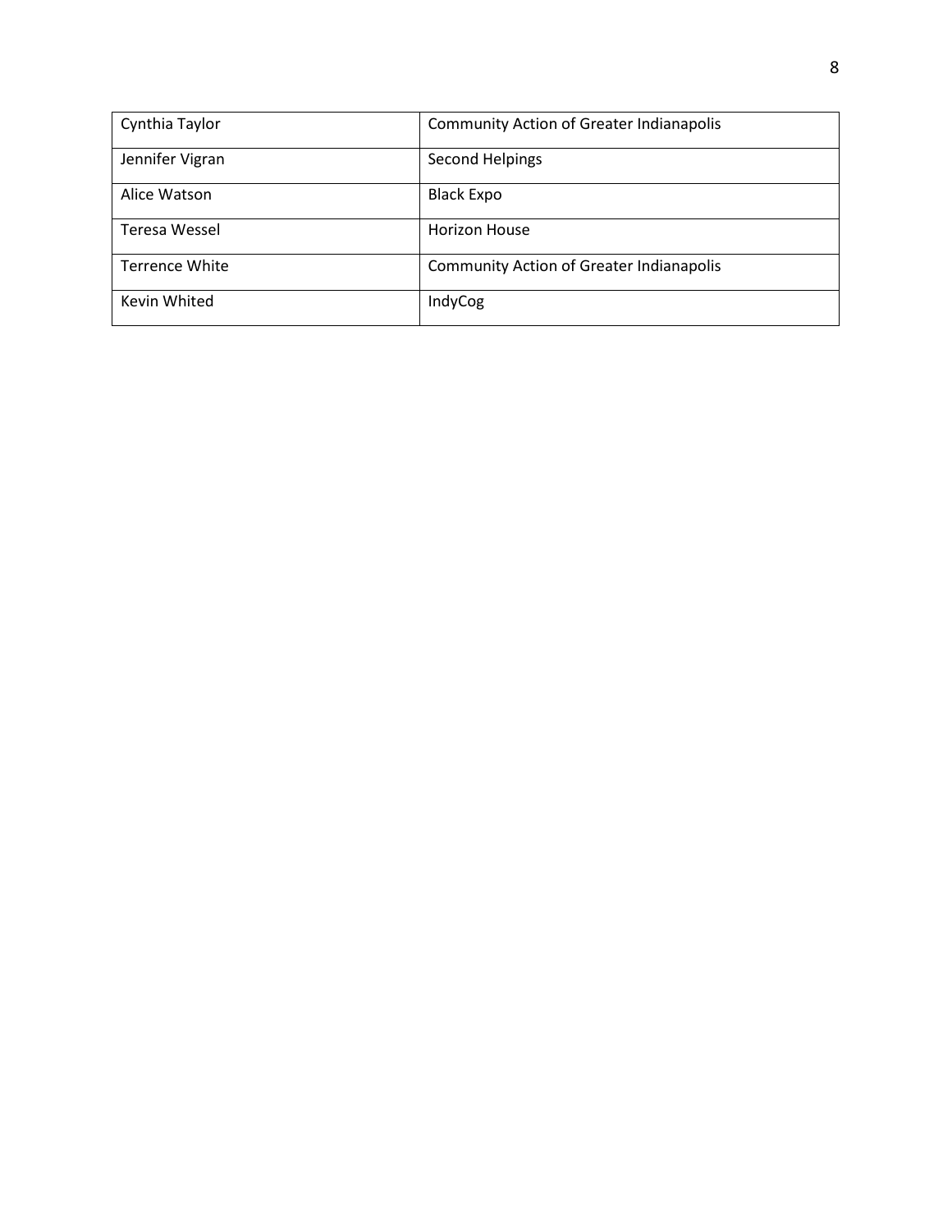| | |
|---|---|
| Cynthia Taylor | Community Action of Greater Indianapolis |
| Jennifer Vigran | Second Helpings |
| Alice Watson | Black Expo |
| Teresa Wessel | Horizon House |
| Terrence White | Community Action of Greater Indianapolis |
| Kevin Whited | IndyCog |